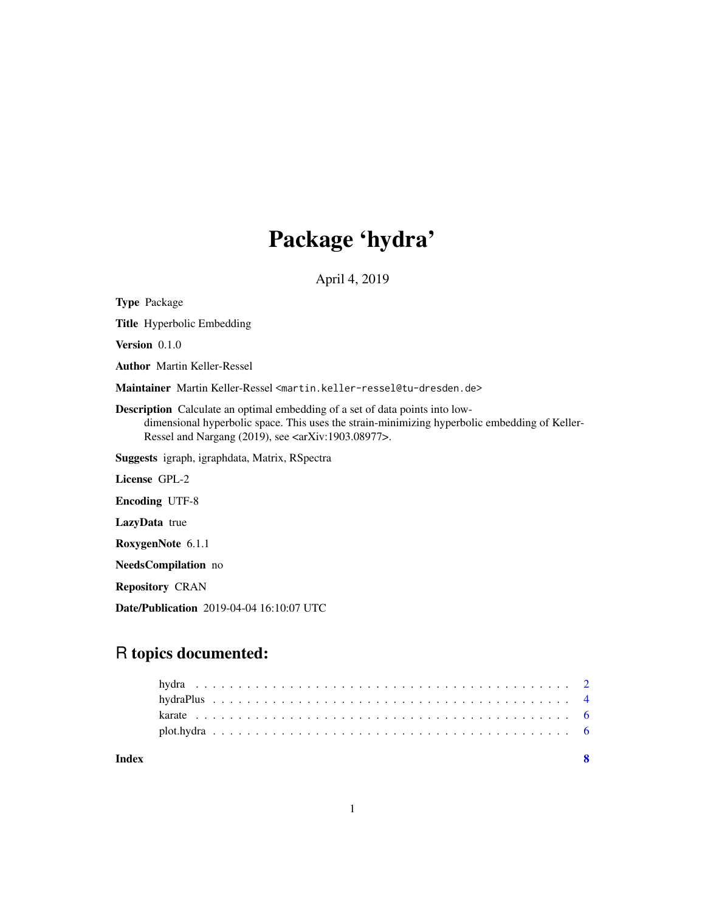# Package 'hydra'

April 4, 2019

**Type** Package

**Title** Hyperbolic Embedding

**Version** 0.1.0

**Author** Martin Keller-Ressel

**Maintainer** Martin Keller-Ressel <martin.keller-ressel@tu-dresden.de>

**Description** Calculate an optimal embedding of a set of data points into low-dimensional hyperbolic space. This uses the strain-minimizing hyperbolic embedding of Keller-Ressel and Nargang (2019), see <arXiv:1903.08977>.

**Suggests** igraph, igraphdata, Matrix, RSpectra

**License** GPL-2

**Encoding** UTF-8

**LazyData** true

**RoxygenNote** 6.1.1

**NeedsCompilation** no

**Repository** CRAN

**Date/Publication** 2019-04-04 16:10:07 UTC

## R topics documented:

- hydra . . . . . . . . . . . . . . . . . . . . . . . . . . . . . . . . . . . . . . . . 2
- hydraPlus . . . . . . . . . . . . . . . . . . . . . . . . . . . . . . . . . . . . . . 4
- karate . . . . . . . . . . . . . . . . . . . . . . . . . . . . . . . . . . . . . . . . 6
- plot.hydra . . . . . . . . . . . . . . . . . . . . . . . . . . . . . . . . . . . . . . 6

**Index** **8**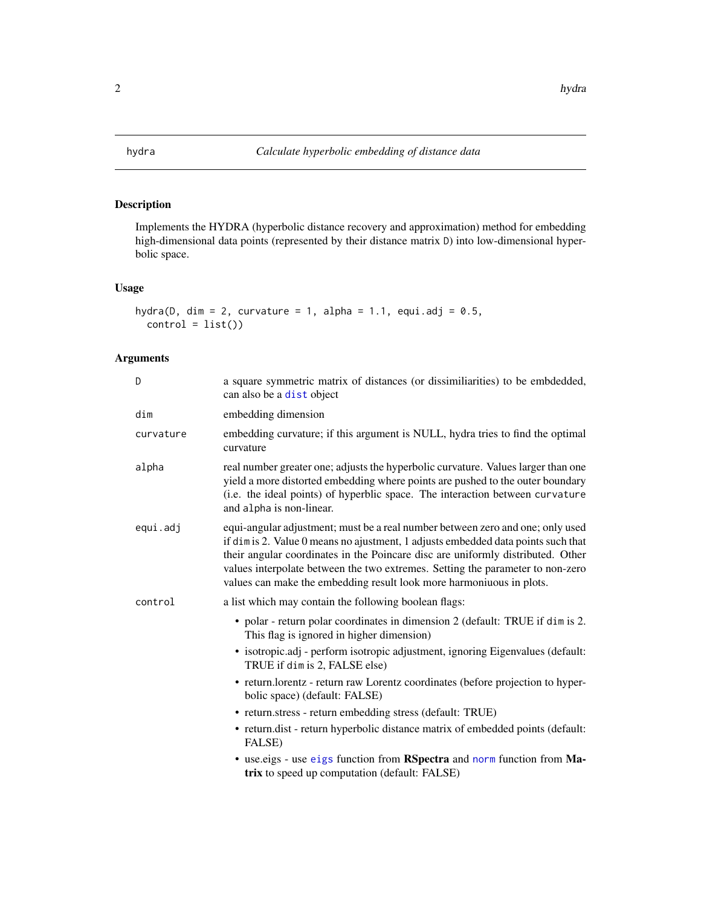# hydra — *Calculate hyperbolic embedding of distance data*

## Description

Implements the HYDRA (hyperbolic distance recovery and approximation) method for embedding high-dimensional data points (represented by their distance matrix D) into low-dimensional hyperbolic space.

## Usage

```
hydra(D, dim = 2, curvature = 1, alpha = 1.1, equi.adj = 0.5,
  control = list())
```

## Arguments

| | |
|---|---|
| D | a square symmetric matrix of distances (or dissimiliarities) to be embdedded, can also be a `dist` object |
| dim | embedding dimension |
| curvature | embedding curvature; if this argument is NULL, hydra tries to find the optimal curvature |
| alpha | real number greater one; adjusts the hyperbolic curvature. Values larger than one yield a more distorted embedding where points are pushed to the outer boundary (i.e. the ideal points) of hyperblic space. The interaction between `curvature` and `alpha` is non-linear. |
| equi.adj | equi-angular adjustment; must be a real number between zero and one; only used if `dim` is 2. Value 0 means no ajustment, 1 adjusts embedded data points such that their angular coordinates in the Poincare disc are uniformly distributed. Other values interpolate between the two extremes. Setting the parameter to non-zero values can make the embedding result look more harmoniuous in plots. |
| control | a list which may contain the following boolean flags: |

- polar - return polar coordinates in dimension 2 (default: TRUE if `dim` is 2. This flag is ignored in higher dimension)
- isotropic.adj - perform isotropic adjustment, ignoring Eigenvalues (default: TRUE if `dim` is 2, FALSE else)
- return.lorentz - return raw Lorentz coordinates (before projection to hyperbolic space) (default: FALSE)
- return.stress - return embedding stress (default: TRUE)
- return.dist - return hyperbolic distance matrix of embedded points (default: FALSE)
- use.eigs - use `eigs` function from **RSpectra** and `norm` function from **Matrix** to speed up computation (default: FALSE)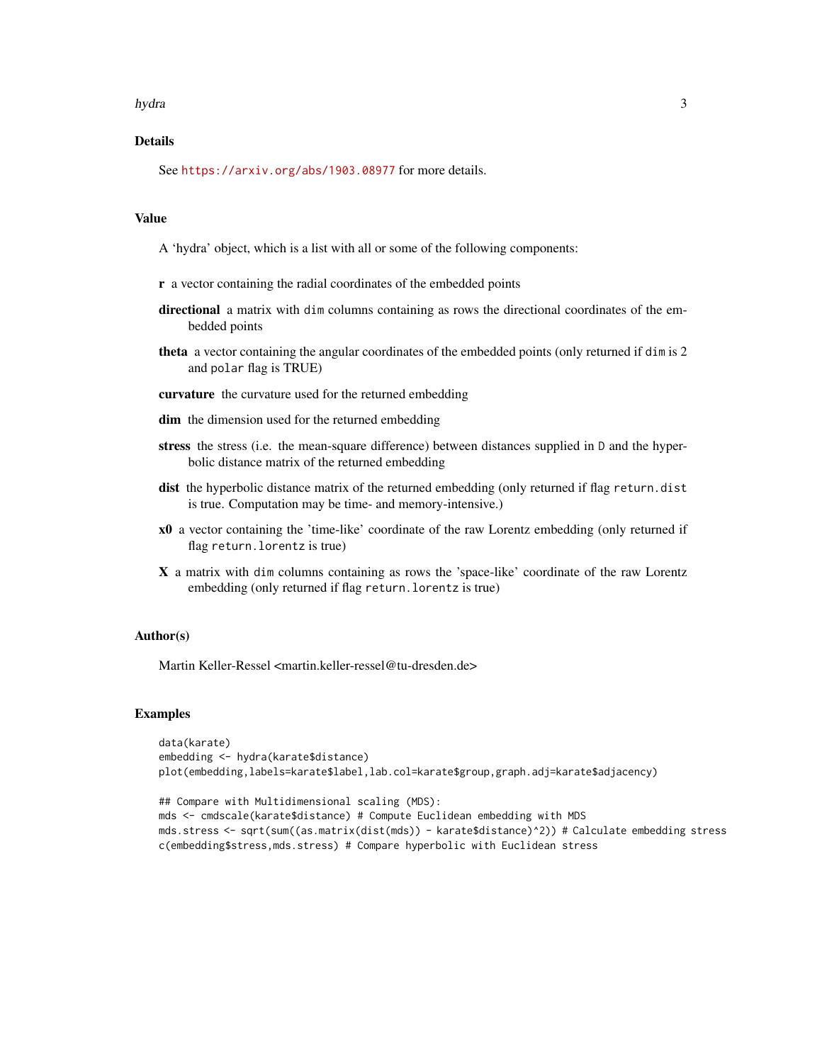## Details

See https://arxiv.org/abs/1903.08977 for more details.

## Value

A 'hydra' object, which is a list with all or some of the following components:

**r** a vector containing the radial coordinates of the embedded points

**directional** a matrix with `dim` columns containing as rows the directional coordinates of the embedded points

**theta** a vector containing the angular coordinates of the embedded points (only returned if `dim` is 2 and `polar` flag is TRUE)

**curvature** the curvature used for the returned embedding

**dim** the dimension used for the returned embedding

**stress** the stress (i.e. the mean-square difference) between distances supplied in `D` and the hyperbolic distance matrix of the returned embedding

**dist** the hyperbolic distance matrix of the returned embedding (only returned if flag `return.dist` is true. Computation may be time- and memory-intensive.)

**x0** a vector containing the 'time-like' coordinate of the raw Lorentz embedding (only returned if flag `return.lorentz` is true)

**X** a matrix with `dim` columns containing as rows the 'space-like' coordinate of the raw Lorentz embedding (only returned if flag `return.lorentz` is true)

## Author(s)

Martin Keller-Ressel <martin.keller-ressel@tu-dresden.de>

## Examples

```
data(karate)
embedding <- hydra(karate$distance)
plot(embedding,labels=karate$label,lab.col=karate$group,graph.adj=karate$adjacency)

## Compare with Multidimensional scaling (MDS):
mds <- cmdscale(karate$distance) # Compute Euclidean embedding with MDS
mds.stress <- sqrt(sum((as.matrix(dist(mds)) - karate$distance)^2)) # Calculate embedding stress
c(embedding$stress,mds.stress) # Compare hyperbolic with Euclidean stress
```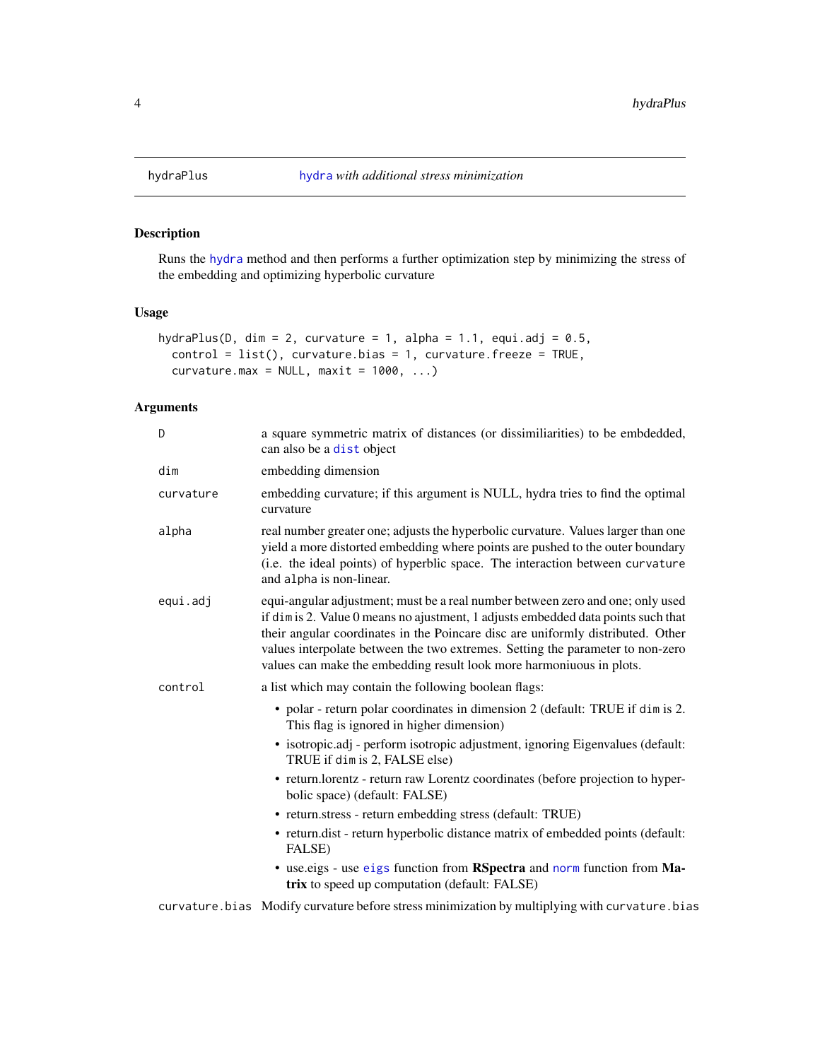hydraPlus　　　　*hydra with additional stress minimization*

## Description

Runs the hydra method and then performs a further optimization step by minimizing the stress of the embedding and optimizing hyperbolic curvature

## Usage

```
hydraPlus(D, dim = 2, curvature = 1, alpha = 1.1, equi.adj = 0.5,
  control = list(), curvature.bias = 1, curvature.freeze = TRUE,
  curvature.max = NULL, maxit = 1000, ...)
```

## Arguments

| | |
|---|---|
| `D` | a square symmetric matrix of distances (or dissimiliarities) to be embdedded, can also be a `dist` object |
| `dim` | embedding dimension |
| `curvature` | embedding curvature; if this argument is NULL, hydra tries to find the optimal curvature |
| `alpha` | real number greater one; adjusts the hyperbolic curvature. Values larger than one yield a more distorted embedding where points are pushed to the outer boundary (i.e. the ideal points) of hyperblic space. The interaction between `curvature` and `alpha` is non-linear. |
| `equi.adj` | equi-angular adjustment; must be a real number between zero and one; only used if `dim` is 2. Value 0 means no ajustment, 1 adjusts embedded data points such that their angular coordinates in the Poincare disc are uniformly distributed. Other values interpolate between the two extremes. Setting the parameter to non-zero values can make the embedding result look more harmoniuous in plots. |
| `control` | a list which may contain the following boolean flags:<br>• polar - return polar coordinates in dimension 2 (default: TRUE if `dim` is 2. This flag is ignored in higher dimension)<br>• isotropic.adj - perform isotropic adjustment, ignoring Eigenvalues (default: TRUE if `dim` is 2, FALSE else)<br>• return.lorentz - return raw Lorentz coordinates (before projection to hyperbolic space) (default: FALSE)<br>• return.stress - return embedding stress (default: TRUE)<br>• return.dist - return hyperbolic distance matrix of embedded points (default: FALSE)<br>• use.eigs - use `eigs` function from **RSpectra** and `norm` function from **Matrix** to speed up computation (default: FALSE) |
| `curvature.bias` | Modify curvature before stress minimization by multiplying with `curvature.bias` |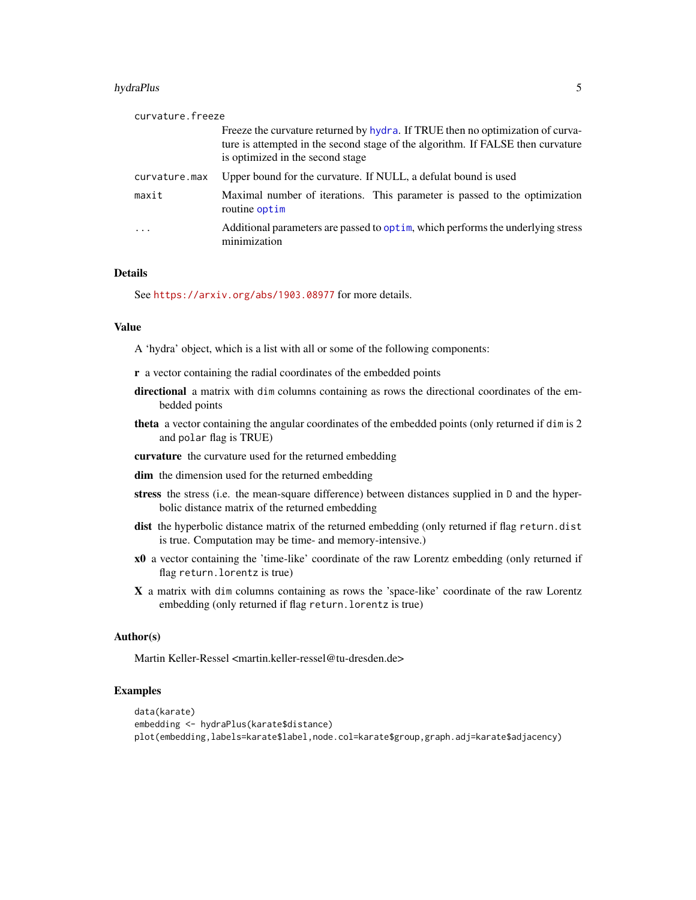curvature.freeze
: Freeze the curvature returned by hydra. If TRUE then no optimization of curvature is attempted in the second stage of the algorithm. If FALSE then curvature is optimized in the second stage

curvature.max
: Upper bound for the curvature. If NULL, a defulat bound is used

maxit
: Maximal number of iterations. This parameter is passed to the optimization routine optim

...
: Additional parameters are passed to optim, which performs the underlying stress minimization

## Details

See https://arxiv.org/abs/1903.08977 for more details.

## Value

A 'hydra' object, which is a list with all or some of the following components:

**r** a vector containing the radial coordinates of the embedded points

**directional** a matrix with `dim` columns containing as rows the directional coordinates of the embedded points

**theta** a vector containing the angular coordinates of the embedded points (only returned if `dim` is 2 and `polar` flag is TRUE)

**curvature** the curvature used for the returned embedding

**dim** the dimension used for the returned embedding

**stress** the stress (i.e. the mean-square difference) between distances supplied in `D` and the hyperbolic distance matrix of the returned embedding

**dist** the hyperbolic distance matrix of the returned embedding (only returned if flag `return.dist` is true. Computation may be time- and memory-intensive.)

**x0** a vector containing the 'time-like' coordinate of the raw Lorentz embedding (only returned if flag `return.lorentz` is true)

**X** a matrix with `dim` columns containing as rows the 'space-like' coordinate of the raw Lorentz embedding (only returned if flag `return.lorentz` is true)

## Author(s)

Martin Keller-Ressel <martin.keller-ressel@tu-dresden.de>

## Examples

```
data(karate)
embedding <- hydraPlus(karate$distance)
plot(embedding,labels=karate$label,node.col=karate$group,graph.adj=karate$adjacency)
```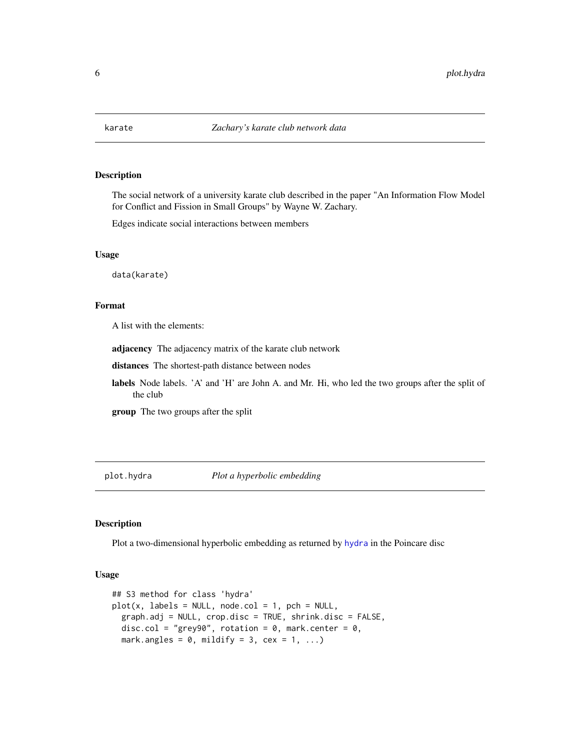## karate — *Zachary's karate club network data*

### Description

The social network of a university karate club described in the paper "An Information Flow Model for Conflict and Fission in Small Groups" by Wayne W. Zachary.

Edges indicate social interactions between members

### Usage

```
data(karate)
```

### Format

A list with the elements:

**adjacency** The adjacency matrix of the karate club network

**distances** The shortest-path distance between nodes

**labels** Node labels. 'A' and 'H' are John A. and Mr. Hi, who led the two groups after the split of the club

**group** The two groups after the split

## plot.hydra — *Plot a hyperbolic embedding*

### Description

Plot a two-dimensional hyperbolic embedding as returned by hydra in the Poincare disc

### Usage

```
## S3 method for class 'hydra'
plot(x, labels = NULL, node.col = 1, pch = NULL,
  graph.adj = NULL, crop.disc = TRUE, shrink.disc = FALSE,
  disc.col = "grey90", rotation = 0, mark.center = 0,
  mark.angles = 0, mildify = 3, cex = 1, ...)
```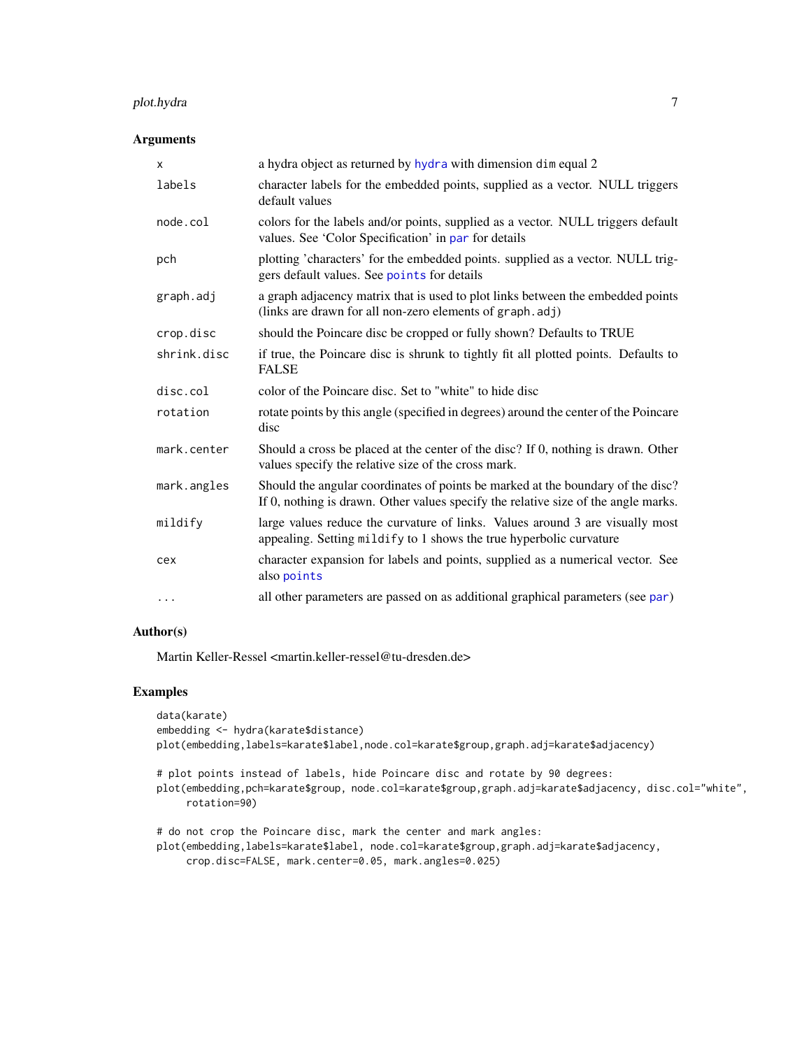## Arguments

| | |
|---|---|
| `x` | a hydra object as returned by `hydra` with dimension `dim` equal 2 |
| `labels` | character labels for the embedded points, supplied as a vector. NULL triggers default values |
| `node.col` | colors for the labels and/or points, supplied as a vector. NULL triggers default values. See 'Color Specification' in `par` for details |
| `pch` | plotting 'characters' for the embedded points. supplied as a vector. NULL triggers default values. See `points` for details |
| `graph.adj` | a graph adjacency matrix that is used to plot links between the embedded points (links are drawn for all non-zero elements of `graph.adj`) |
| `crop.disc` | should the Poincare disc be cropped or fully shown? Defaults to TRUE |
| `shrink.disc` | if true, the Poincare disc is shrunk to tightly fit all plotted points. Defaults to FALSE |
| `disc.col` | color of the Poincare disc. Set to "white" to hide disc |
| `rotation` | rotate points by this angle (specified in degrees) around the center of the Poincare disc |
| `mark.center` | Should a cross be placed at the center of the disc? If 0, nothing is drawn. Other values specify the relative size of the cross mark. |
| `mark.angles` | Should the angular coordinates of points be marked at the boundary of the disc? If 0, nothing is drawn. Other values specify the relative size of the angle marks. |
| `mildify` | large values reduce the curvature of links. Values around 3 are visually most appealing. Setting `mildify` to 1 shows the true hyperbolic curvature |
| `cex` | character expansion for labels and points, supplied as a numerical vector. See also `points` |
| `...` | all other parameters are passed on as additional graphical parameters (see `par`) |

## Author(s)

Martin Keller-Ressel <martin.keller-ressel@tu-dresden.de>

## Examples

```
data(karate)
embedding <- hydra(karate$distance)
plot(embedding,labels=karate$label,node.col=karate$group,graph.adj=karate$adjacency)

# plot points instead of labels, hide Poincare disc and rotate by 90 degrees:
plot(embedding,pch=karate$group, node.col=karate$group,graph.adj=karate$adjacency, disc.col="white",
     rotation=90)

# do not crop the Poincare disc, mark the center and mark angles:
plot(embedding,labels=karate$label, node.col=karate$group,graph.adj=karate$adjacency,
     crop.disc=FALSE, mark.center=0.05, mark.angles=0.025)
```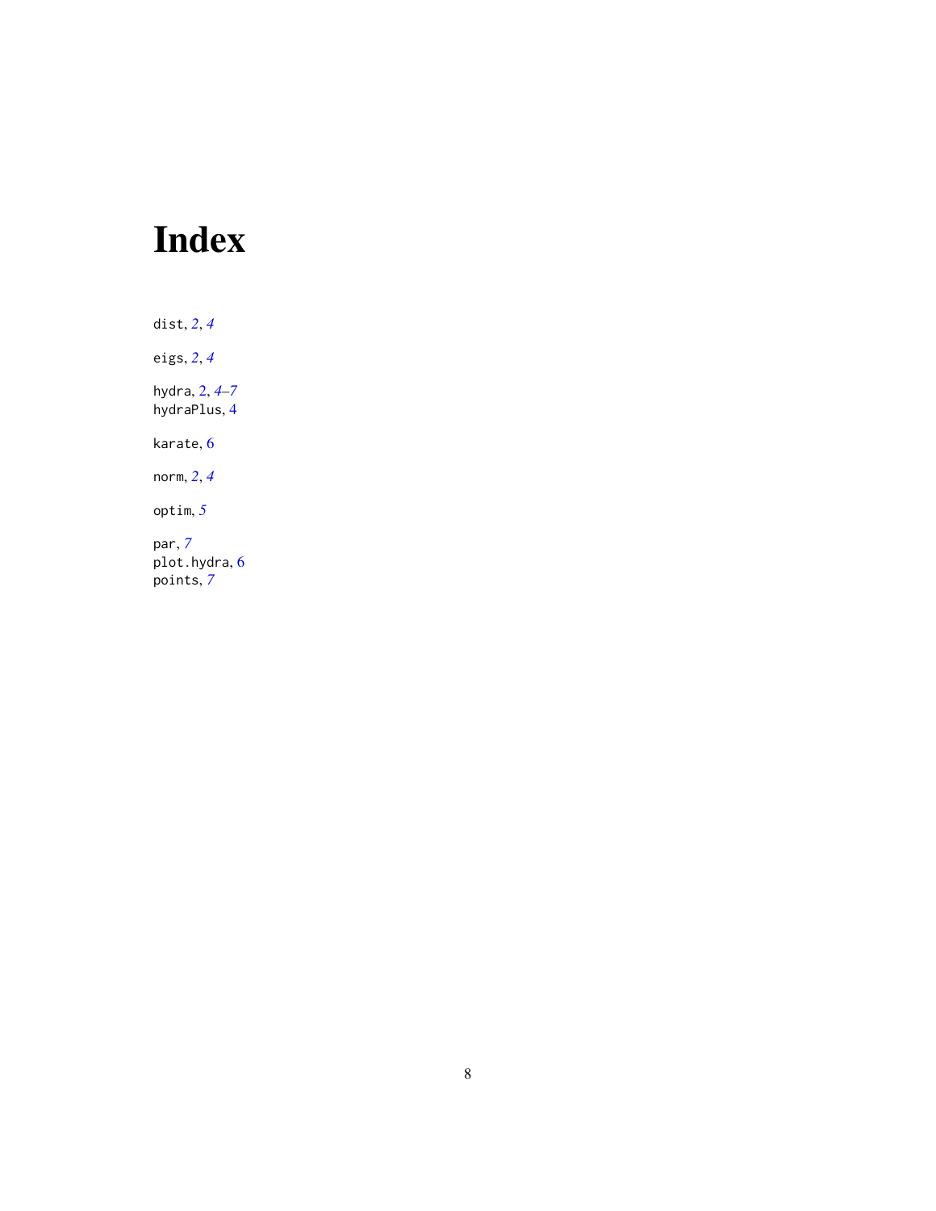# Index

dist, *2*, *4*

eigs, *2*, *4*

hydra, 2, *4–7*
hydraPlus, 4

karate, 6

norm, *2*, *4*

optim, *5*

par, *7*
plot.hydra, 6
points, *7*